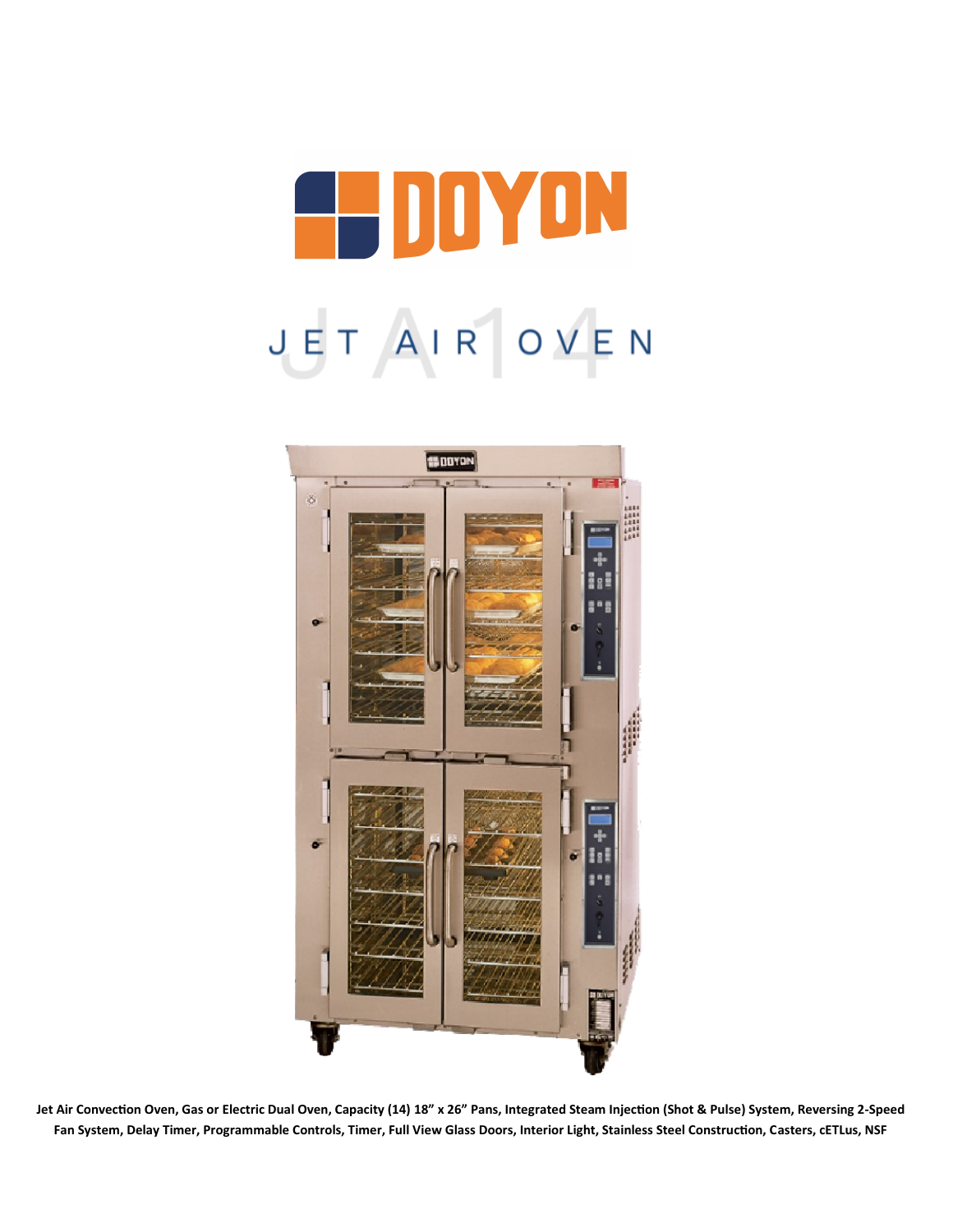# DOYON

## JET AIR OVEN

JA14

**Jet Air Convection Oven, Gas or Electric Dual Oven, Capacity (14) 18" x 26" Pans, Integrated Steam Injection (Shot & Pulse) System, Reversing 2-Speed Fan System, Delay Timer, Programmable Controls, Timer, Full View Glass Doors, Interior Light, Stainless Steel Construction, Casters, cETLus, NSF**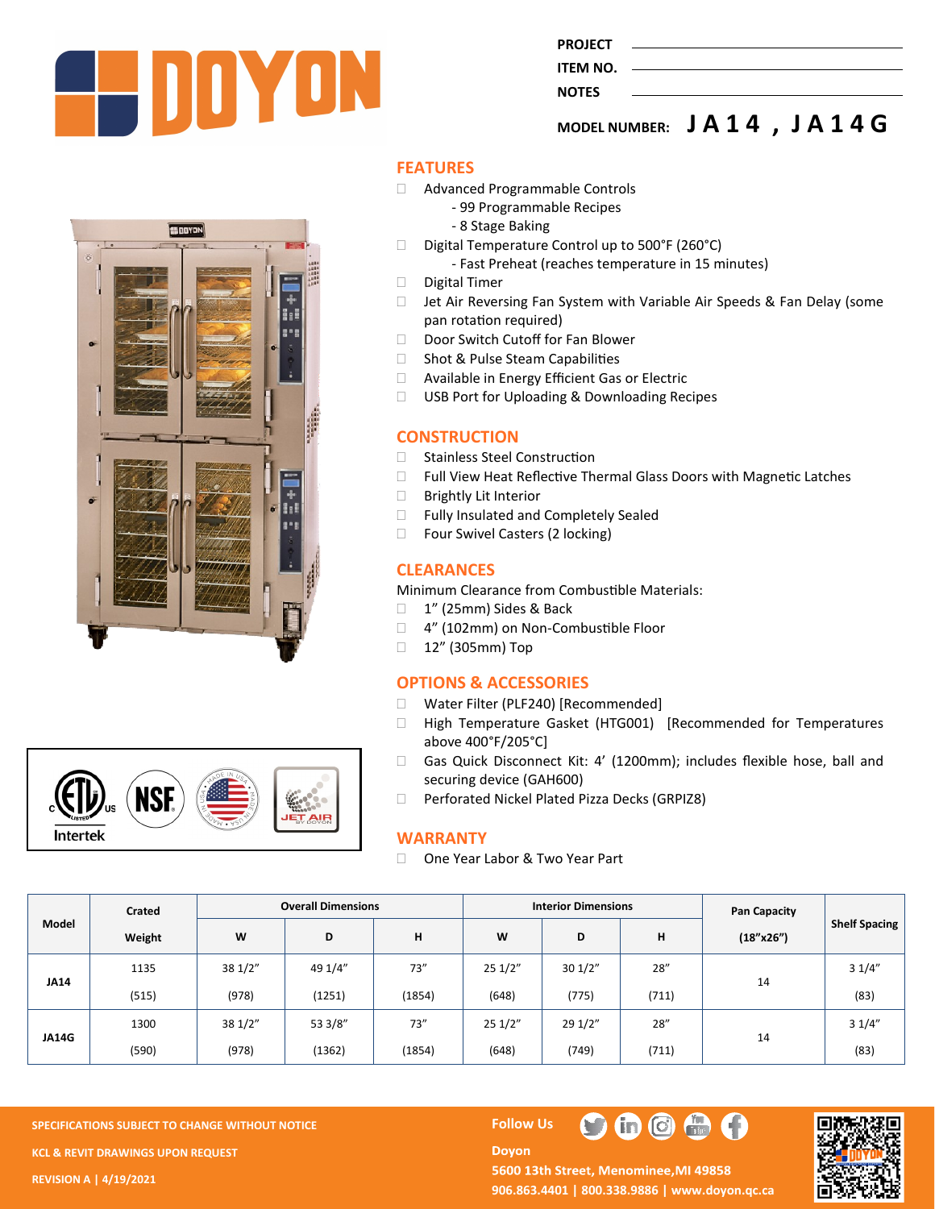PROJECT

ITEM NO.

NOTES

MODEL NUMBER: **JA14, JA14G**

## FEATURES

- Advanced Programmable Controls
  - 99 Programmable Recipes
  - 8 Stage Baking
- Digital Temperature Control up to 500°F (260°C)
  - Fast Preheat (reaches temperature in 15 minutes)
- Digital Timer
- Jet Air Reversing Fan System with Variable Air Speeds & Fan Delay (some pan rotation required)
- Door Switch Cutoff for Fan Blower
- Shot & Pulse Steam Capabilities
- Available in Energy Efficient Gas or Electric
- USB Port for Uploading & Downloading Recipes

## CONSTRUCTION

- Stainless Steel Construction
- Full View Heat Reflective Thermal Glass Doors with Magnetic Latches
- Brightly Lit Interior
- Fully Insulated and Completely Sealed
- Four Swivel Casters (2 locking)

## CLEARANCES

Minimum Clearance from Combustible Materials:

- 1" (25mm) Sides & Back
- 4" (102mm) on Non-Combustible Floor
- 12" (305mm) Top

## OPTIONS & ACCESSORIES

- Water Filter (PLF240) [Recommended]
- High Temperature Gasket (HTG001) [Recommended for Temperatures above 400°F/205°C]
- Gas Quick Disconnect Kit: 4' (1200mm); includes flexible hose, ball and securing device (GAH600)
- Perforated Nickel Plated Pizza Decks (GRPIZ8)

## WARRANTY

- One Year Labor & Two Year Part

| Model | Crated Weight | Overall Dimensions | | | Interior Dimensions | | | Pan Capacity (18"x26") | Shelf Spacing |
|---|---|---|---|---|---|---|---|---|---|
| | | W | D | H | W | D | H | | |
| JA14 | 1135 (515) | 38 1/2" (978) | 49 1/4" (1251) | 73" (1854) | 25 1/2" (648) | 30 1/2" (775) | 28" (711) | 14 | 3 1/4" (83) |
| JA14G | 1300 (590) | 38 1/2" (978) | 53 3/8" (1362) | 73" (1854) | 25 1/2" (648) | 29 1/2" (749) | 28" (711) | 14 | 3 1/4" (83) |

SPECIFICATIONS SUBJECT TO CHANGE WITHOUT NOTICE

KCL & REVIT DRAWINGS UPON REQUEST

REVISION A | 4/19/2021

Follow Us

Doyon

5600 13th Street, Menominee, MI 49858

906.863.4401 | 800.338.9886 | www.doyon.qc.ca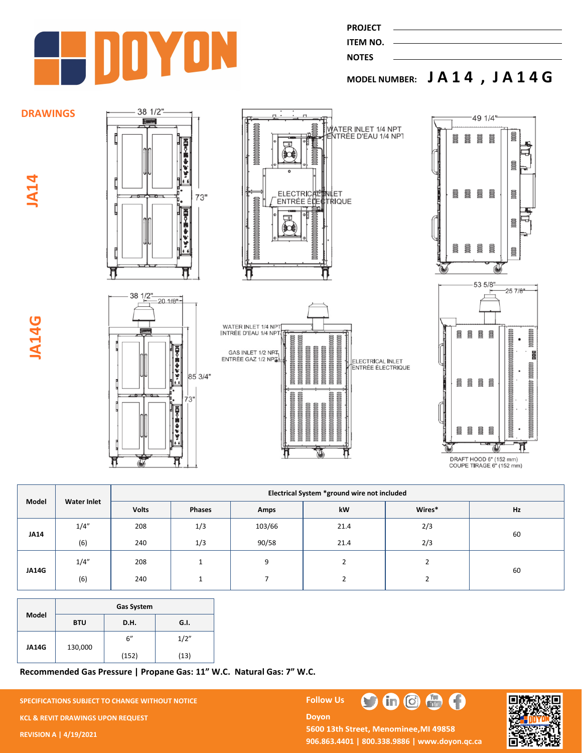DOYON

PROJECT

ITEM NO.

NOTES

MODEL NUMBER: **JA14, JA14G**

## DRAWINGS

### JA14

38 1/2"

73"

WATER INLET 1/4 NPT
ENTRÉE D'EAU 1/4 NPT

ELECTRICAL INLET
ENTRÉE ÉLECTRIQUE

49 1/4"

### JA14G

38 1/2"

20 1/8"

85 3/4"

73"

WATER INLET 1/4 NPT
ENTRÉE D'EAU 1/4 NPT

GAS INLET 1/2 NPT
ENTRÉE GAZ 1/2 NPT

ELECTRICAL INLET
ENTRÉE ÉLECTRIQUE

53 5/8"

25 7/8"

DRAFT HOOD 6" (152 mm)
COUPE TIRAGE 6" (152 mm)

| Model | Water Inlet | Electrical System *ground wire not included | | | | | |
|---|---|---|---|---|---|---|---|
| | | Volts | Phases | Amps | kW | Wires* | Hz |
| JA14 | 1/4" | 208 | 1/3 | 103/66 | 21.4 | 2/3 | 60 |
| | (6) | 240 | 1/3 | 90/58 | 21.4 | 2/3 | |
| JA14G | 1/4" | 208 | 1 | 9 | 2 | 2 | 60 |
| | (6) | 240 | 1 | 7 | 2 | 2 | |

| Model | Gas System | | |
|---|---|---|---|
| | BTU | D.H. | G.I. |
| JA14G | 130,000 | 6" | 1/2" |
| | | (152) | (13) |

**Recommended Gas Pressure | Propane Gas: 11" W.C. Natural Gas: 7" W.C.**

SPECIFICATIONS SUBJECT TO CHANGE WITHOUT NOTICE

KCL & REVIT DRAWINGS UPON REQUEST

REVISION A | 4/19/2021

Follow Us

Doyon

5600 13th Street, Menominee, MI 49858

906.863.4401 | 800.338.9886 | www.doyon.qc.ca